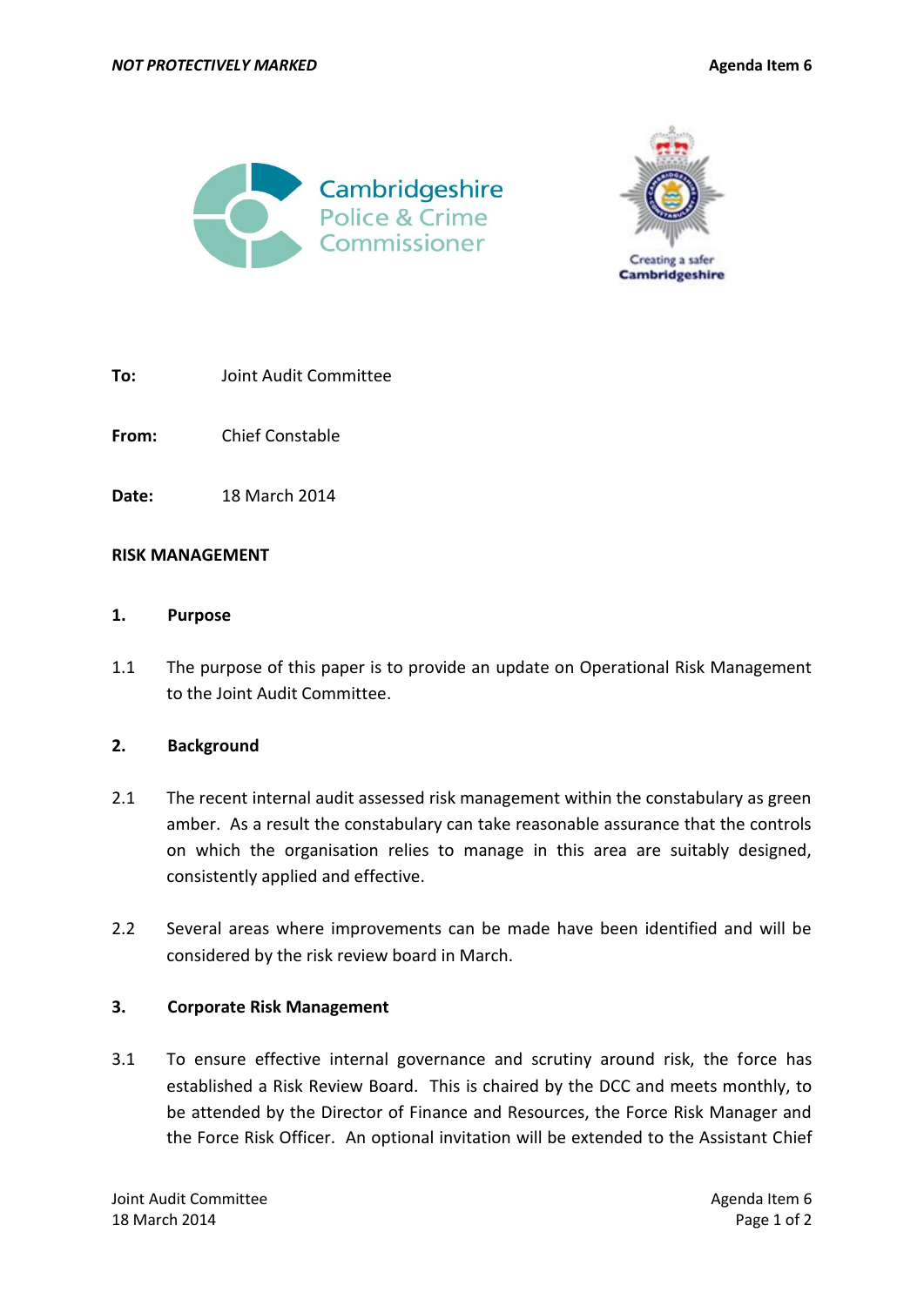**NOT PROTECTIVELY MARKED** **Agenda Item 6**

| | |
|---|---|
| **To:** | Joint Audit Committee |
| **From:** | Chief Constable |
| **Date:** | 18 March 2014 |

**RISK MANAGEMENT**

## 1. Purpose

1.1 The purpose of this paper is to provide an update on Operational Risk Management to the Joint Audit Committee.

## 2. Background

2.1 The recent internal audit assessed risk management within the constabulary as green amber. As a result the constabulary can take reasonable assurance that the controls on which the organisation relies to manage in this area are suitably designed, consistently applied and effective.

2.2 Several areas where improvements can be made have been identified and will be considered by the risk review board in March.

## 3. Corporate Risk Management

3.1 To ensure effective internal governance and scrutiny around risk, the force has established a Risk Review Board. This is chaired by the DCC and meets monthly, to be attended by the Director of Finance and Resources, the Force Risk Manager and the Force Risk Officer. An optional invitation will be extended to the Assistant Chief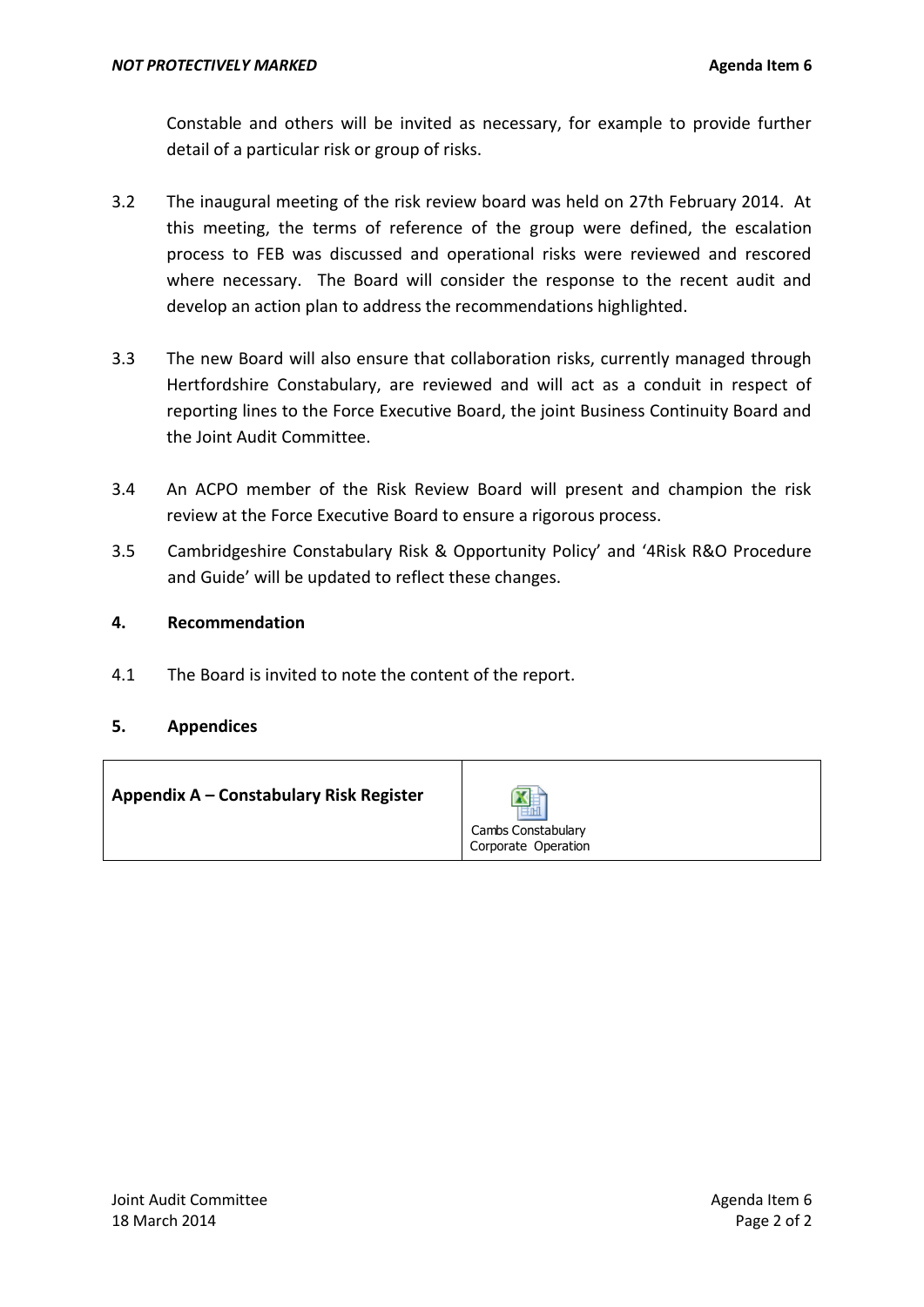Constable and others will be invited as necessary, for example to provide further detail of a particular risk or group of risks.

3.2 The inaugural meeting of the risk review board was held on 27th February 2014. At this meeting, the terms of reference of the group were defined, the escalation process to FEB was discussed and operational risks were reviewed and rescored where necessary. The Board will consider the response to the recent audit and develop an action plan to address the recommendations highlighted.

3.3 The new Board will also ensure that collaboration risks, currently managed through Hertfordshire Constabulary, are reviewed and will act as a conduit in respect of reporting lines to the Force Executive Board, the joint Business Continuity Board and the Joint Audit Committee.

3.4 An ACPO member of the Risk Review Board will present and champion the risk review at the Force Executive Board to ensure a rigorous process.

3.5 Cambridgeshire Constabulary Risk & Opportunity Policy' and '4Risk R&O Procedure and Guide' will be updated to reflect these changes.

## 4. Recommendation

4.1 The Board is invited to note the content of the report.

## 5. Appendices

| | |
|---|---|
| **Appendix A – Constabulary Risk Register** | Cambs Constabulary Corporate Operation |